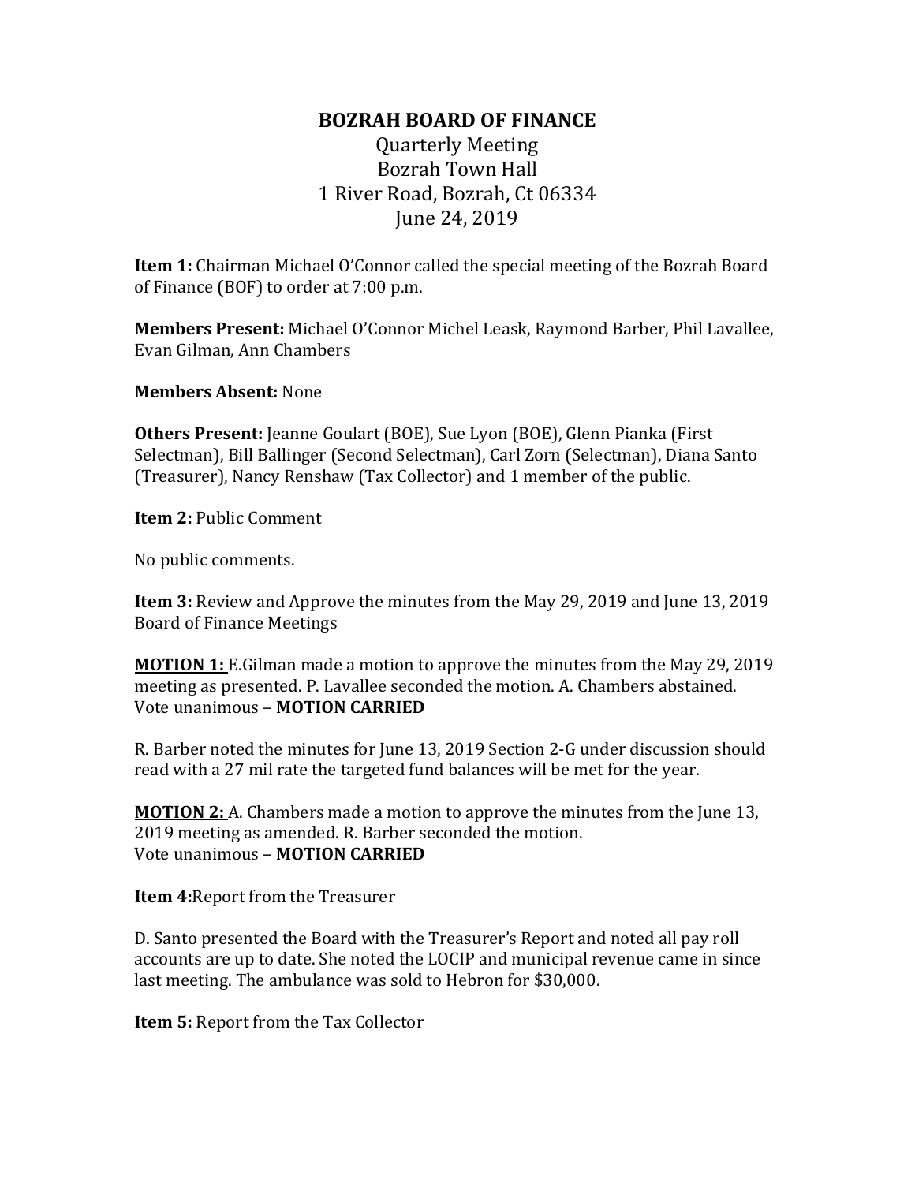# BOZRAH BOARD OF FINANCE

Quarterly Meeting
Bozrah Town Hall
1 River Road, Bozrah, Ct 06334
June 24, 2019

**Item 1:** Chairman Michael O'Connor called the special meeting of the Bozrah Board of Finance (BOF) to order at 7:00 p.m.

**Members Present:** Michael O'Connor Michel Leask, Raymond Barber, Phil Lavallee, Evan Gilman, Ann Chambers

**Members Absent:** None

**Others Present:** Jeanne Goulart (BOE), Sue Lyon (BOE), Glenn Pianka (First Selectman), Bill Ballinger (Second Selectman), Carl Zorn (Selectman), Diana Santo (Treasurer), Nancy Renshaw (Tax Collector) and 1 member of the public.

**Item 2:** Public Comment

No public comments.

**Item 3:** Review and Approve the minutes from the May 29, 2019 and June 13, 2019 Board of Finance Meetings

**MOTION 1:** E.Gilman made a motion to approve the minutes from the May 29, 2019 meeting as presented. P. Lavallee seconded the motion. A. Chambers abstained. Vote unanimous – **MOTION CARRIED**

R. Barber noted the minutes for June 13, 2019 Section 2-G under discussion should read with a 27 mil rate the targeted fund balances will be met for the year.

**MOTION 2:** A. Chambers made a motion to approve the minutes from the June 13, 2019 meeting as amended. R. Barber seconded the motion.
Vote unanimous – **MOTION CARRIED**

**Item 4:**Report from the Treasurer

D. Santo presented the Board with the Treasurer's Report and noted all pay roll accounts are up to date. She noted the LOCIP and municipal revenue came in since last meeting. The ambulance was sold to Hebron for $30,000.

**Item 5:** Report from the Tax Collector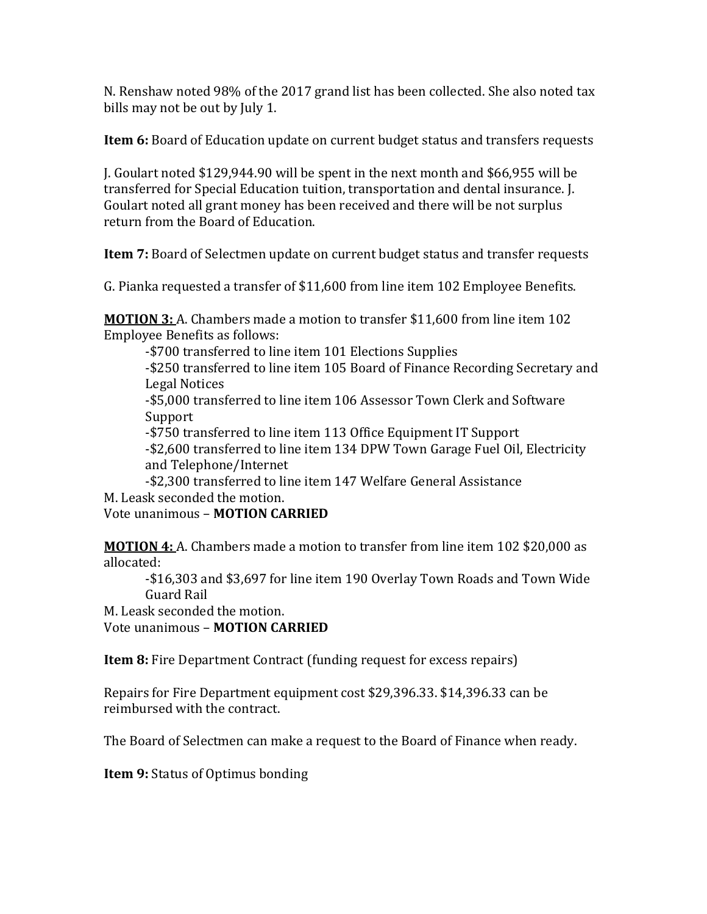N. Renshaw noted 98% of the 2017 grand list has been collected. She also noted tax bills may not be out by July 1.

**Item 6:** Board of Education update on current budget status and transfers requests

J. Goulart noted $129,944.90 will be spent in the next month and $66,955 will be transferred for Special Education tuition, transportation and dental insurance. J. Goulart noted all grant money has been received and there will be not surplus return from the Board of Education.

**Item 7:** Board of Selectmen update on current budget status and transfer requests

G. Pianka requested a transfer of $11,600 from line item 102 Employee Benefits.

**<u>MOTION 3:</u>** A. Chambers made a motion to transfer $11,600 from line item 102 Employee Benefits as follows:

- -$700 transferred to line item 101 Elections Supplies
- -$250 transferred to line item 105 Board of Finance Recording Secretary and Legal Notices
- -$5,000 transferred to line item 106 Assessor Town Clerk and Software Support
- -$750 transferred to line item 113 Office Equipment IT Support
- -$2,600 transferred to line item 134 DPW Town Garage Fuel Oil, Electricity and Telephone/Internet
- -$2,300 transferred to line item 147 Welfare General Assistance

M. Leask seconded the motion.
Vote unanimous – **MOTION CARRIED**

**<u>MOTION 4:</u>** A. Chambers made a motion to transfer from line item 102 $20,000 as allocated:

- -$16,303 and $3,697 for line item 190 Overlay Town Roads and Town Wide Guard Rail

M. Leask seconded the motion.
Vote unanimous – **MOTION CARRIED**

**Item 8:** Fire Department Contract (funding request for excess repairs)

Repairs for Fire Department equipment cost $29,396.33. $14,396.33 can be reimbursed with the contract.

The Board of Selectmen can make a request to the Board of Finance when ready.

**Item 9:** Status of Optimus bonding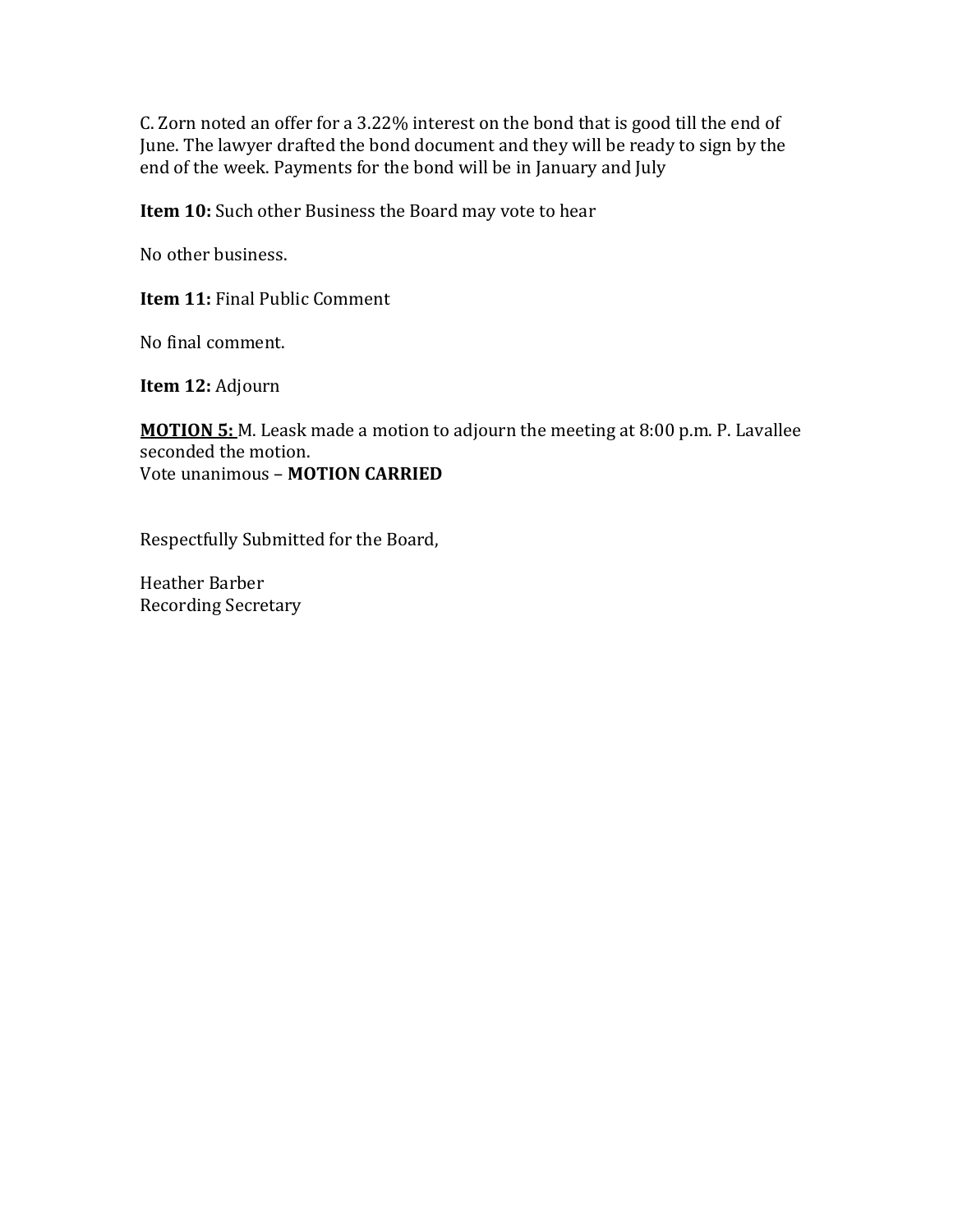C. Zorn noted an offer for a 3.22% interest on the bond that is good till the end of June. The lawyer drafted the bond document and they will be ready to sign by the end of the week. Payments for the bond will be in January and July

**Item 10:** Such other Business the Board may vote to hear

No other business.

**Item 11:** Final Public Comment

No final comment.

**Item 12:** Adjourn

**MOTION 5:** M. Leask made a motion to adjourn the meeting at 8:00 p.m. P. Lavallee seconded the motion.
Vote unanimous – **MOTION CARRIED**

Respectfully Submitted for the Board,

Heather Barber
Recording Secretary